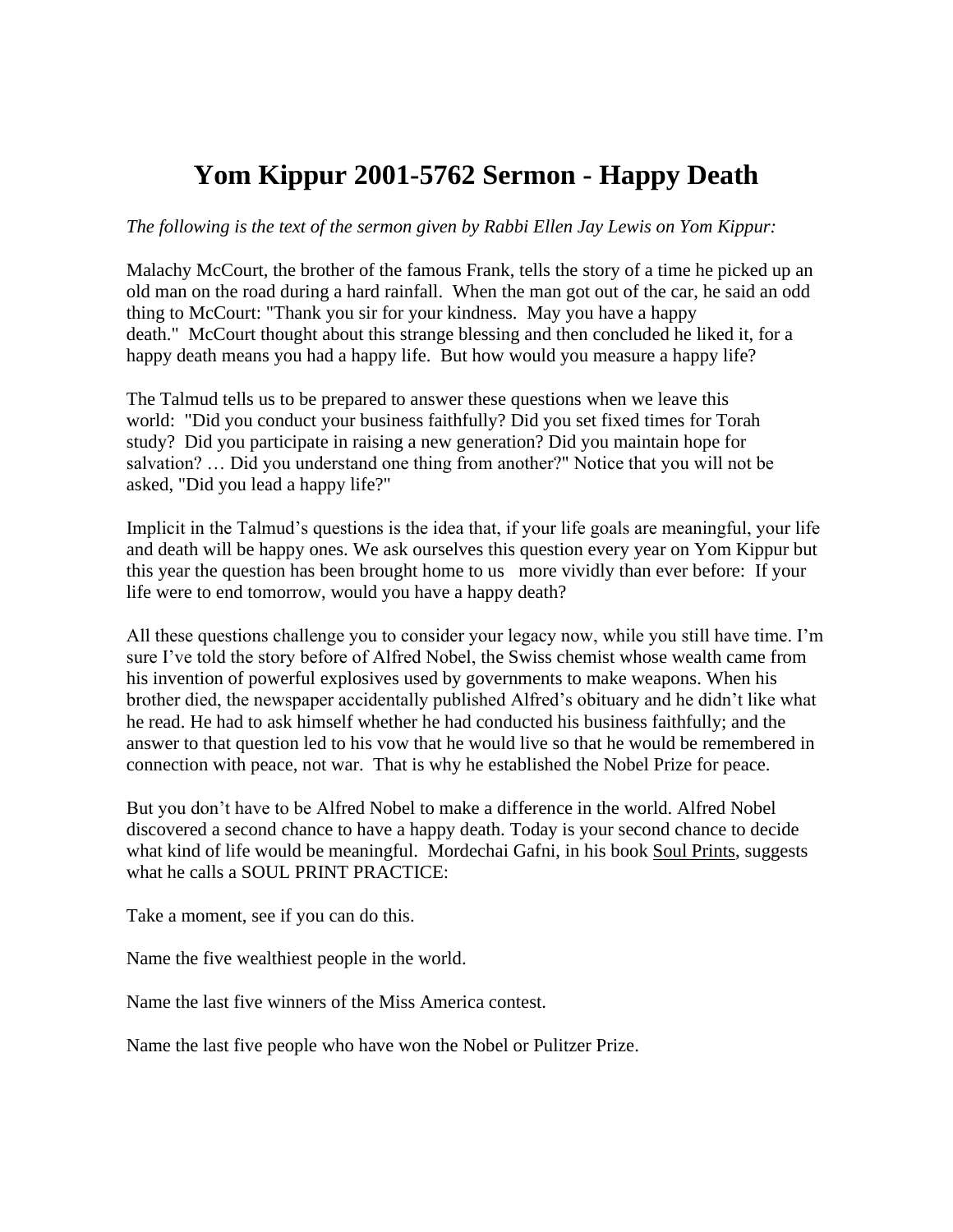# Yom Kippur 2001-5762 Sermon - Happy Death

*The following is the text of the sermon given by Rabbi Ellen Jay Lewis on Yom Kippur:*

Malachy McCourt, the brother of the famous Frank, tells the story of a time he picked up an old man on the road during a hard rainfall. When the man got out of the car, he said an odd thing to McCourt: "Thank you sir for your kindness. May you have a happy death." McCourt thought about this strange blessing and then concluded he liked it, for a happy death means you had a happy life. But how would you measure a happy life?

The Talmud tells us to be prepared to answer these questions when we leave this world: "Did you conduct your business faithfully? Did you set fixed times for Torah study? Did you participate in raising a new generation? Did you maintain hope for salvation? … Did you understand one thing from another?" Notice that you will not be asked, "Did you lead a happy life?"

Implicit in the Talmud's questions is the idea that, if your life goals are meaningful, your life and death will be happy ones. We ask ourselves this question every year on Yom Kippur but this year the question has been brought home to us more vividly than ever before: If your life were to end tomorrow, would you have a happy death?

All these questions challenge you to consider your legacy now, while you still have time. I'm sure I've told the story before of Alfred Nobel, the Swiss chemist whose wealth came from his invention of powerful explosives used by governments to make weapons. When his brother died, the newspaper accidentally published Alfred's obituary and he didn't like what he read. He had to ask himself whether he had conducted his business faithfully; and the answer to that question led to his vow that he would live so that he would be remembered in connection with peace, not war. That is why he established the Nobel Prize for peace.

But you don't have to be Alfred Nobel to make a difference in the world. Alfred Nobel discovered a second chance to have a happy death. Today is your second chance to decide what kind of life would be meaningful. Mordechai Gafni, in his book <u>Soul Prints</u>, suggests what he calls a SOUL PRINT PRACTICE:

Take a moment, see if you can do this.

Name the five wealthiest people in the world.

Name the last five winners of the Miss America contest.

Name the last five people who have won the Nobel or Pulitzer Prize.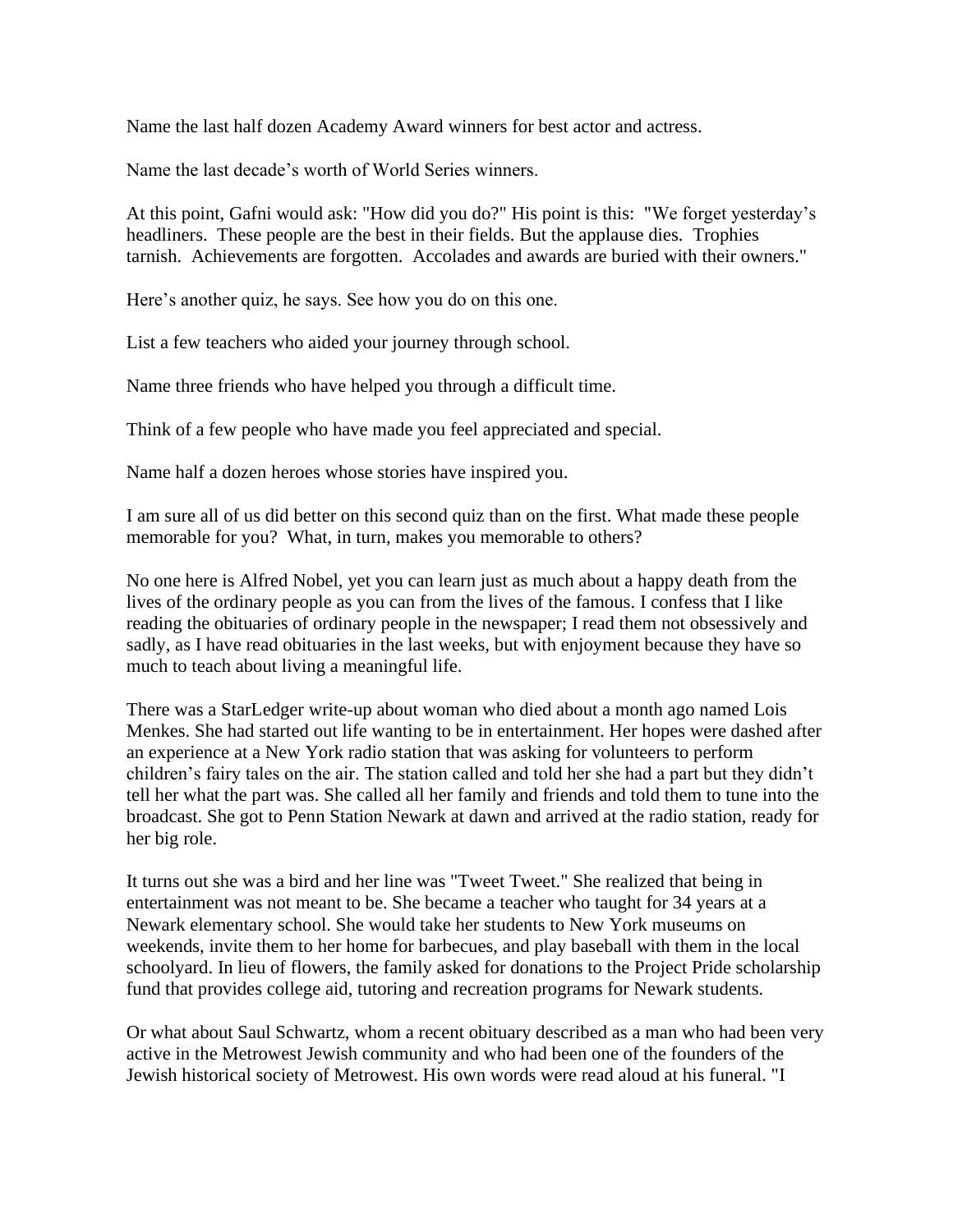Name the last half dozen Academy Award winners for best actor and actress.

Name the last decade's worth of World Series winners.

At this point, Gafni would ask: "How did you do?" His point is this: "We forget yesterday's headliners. These people are the best in their fields. But the applause dies. Trophies tarnish. Achievements are forgotten. Accolades and awards are buried with their owners."

Here's another quiz, he says. See how you do on this one.

List a few teachers who aided your journey through school.

Name three friends who have helped you through a difficult time.

Think of a few people who have made you feel appreciated and special.

Name half a dozen heroes whose stories have inspired you.

I am sure all of us did better on this second quiz than on the first. What made these people memorable for you? What, in turn, makes you memorable to others?

No one here is Alfred Nobel, yet you can learn just as much about a happy death from the lives of the ordinary people as you can from the lives of the famous. I confess that I like reading the obituaries of ordinary people in the newspaper; I read them not obsessively and sadly, as I have read obituaries in the last weeks, but with enjoyment because they have so much to teach about living a meaningful life.

There was a StarLedger write-up about woman who died about a month ago named Lois Menkes. She had started out life wanting to be in entertainment. Her hopes were dashed after an experience at a New York radio station that was asking for volunteers to perform children's fairy tales on the air. The station called and told her she had a part but they didn't tell her what the part was. She called all her family and friends and told them to tune into the broadcast. She got to Penn Station Newark at dawn and arrived at the radio station, ready for her big role.

It turns out she was a bird and her line was "Tweet Tweet." She realized that being in entertainment was not meant to be. She became a teacher who taught for 34 years at a Newark elementary school. She would take her students to New York museums on weekends, invite them to her home for barbecues, and play baseball with them in the local schoolyard. In lieu of flowers, the family asked for donations to the Project Pride scholarship fund that provides college aid, tutoring and recreation programs for Newark students.

Or what about Saul Schwartz, whom a recent obituary described as a man who had been very active in the Metrowest Jewish community and who had been one of the founders of the Jewish historical society of Metrowest. His own words were read aloud at his funeral. "I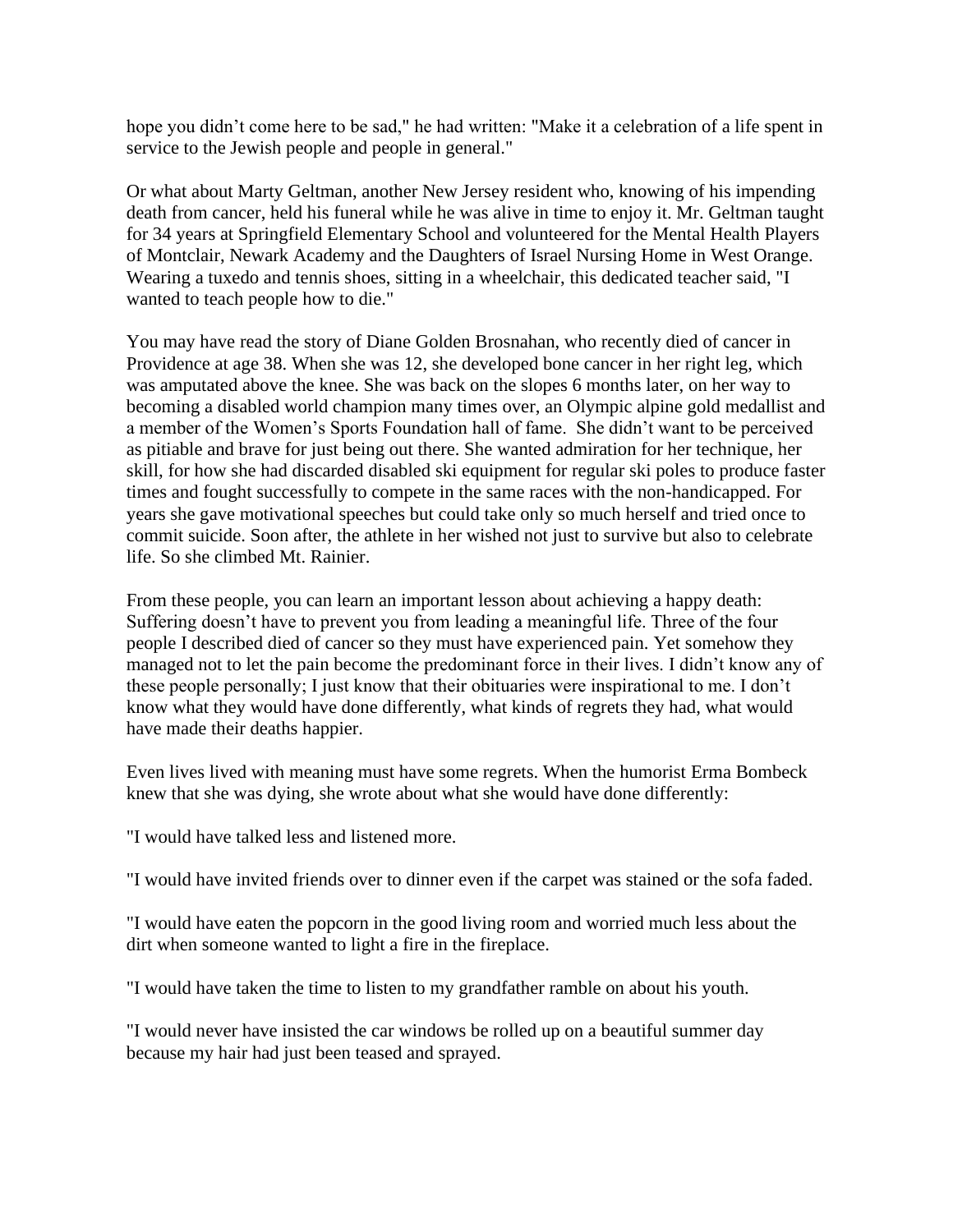hope you didn't come here to be sad," he had written: "Make it a celebration of a life spent in service to the Jewish people and people in general."

Or what about Marty Geltman, another New Jersey resident who, knowing of his impending death from cancer, held his funeral while he was alive in time to enjoy it. Mr. Geltman taught for 34 years at Springfield Elementary School and volunteered for the Mental Health Players of Montclair, Newark Academy and the Daughters of Israel Nursing Home in West Orange. Wearing a tuxedo and tennis shoes, sitting in a wheelchair, this dedicated teacher said, "I wanted to teach people how to die."

You may have read the story of Diane Golden Brosnahan, who recently died of cancer in Providence at age 38. When she was 12, she developed bone cancer in her right leg, which was amputated above the knee. She was back on the slopes 6 months later, on her way to becoming a disabled world champion many times over, an Olympic alpine gold medallist and a member of the Women's Sports Foundation hall of fame. She didn't want to be perceived as pitiable and brave for just being out there. She wanted admiration for her technique, her skill, for how she had discarded disabled ski equipment for regular ski poles to produce faster times and fought successfully to compete in the same races with the non-handicapped. For years she gave motivational speeches but could take only so much herself and tried once to commit suicide. Soon after, the athlete in her wished not just to survive but also to celebrate life. So she climbed Mt. Rainier.

From these people, you can learn an important lesson about achieving a happy death: Suffering doesn't have to prevent you from leading a meaningful life. Three of the four people I described died of cancer so they must have experienced pain. Yet somehow they managed not to let the pain become the predominant force in their lives. I didn't know any of these people personally; I just know that their obituaries were inspirational to me. I don't know what they would have done differently, what kinds of regrets they had, what would have made their deaths happier.

Even lives lived with meaning must have some regrets. When the humorist Erma Bombeck knew that she was dying, she wrote about what she would have done differently:

"I would have talked less and listened more.

"I would have invited friends over to dinner even if the carpet was stained or the sofa faded.

"I would have eaten the popcorn in the good living room and worried much less about the dirt when someone wanted to light a fire in the fireplace.

"I would have taken the time to listen to my grandfather ramble on about his youth.

"I would never have insisted the car windows be rolled up on a beautiful summer day because my hair had just been teased and sprayed.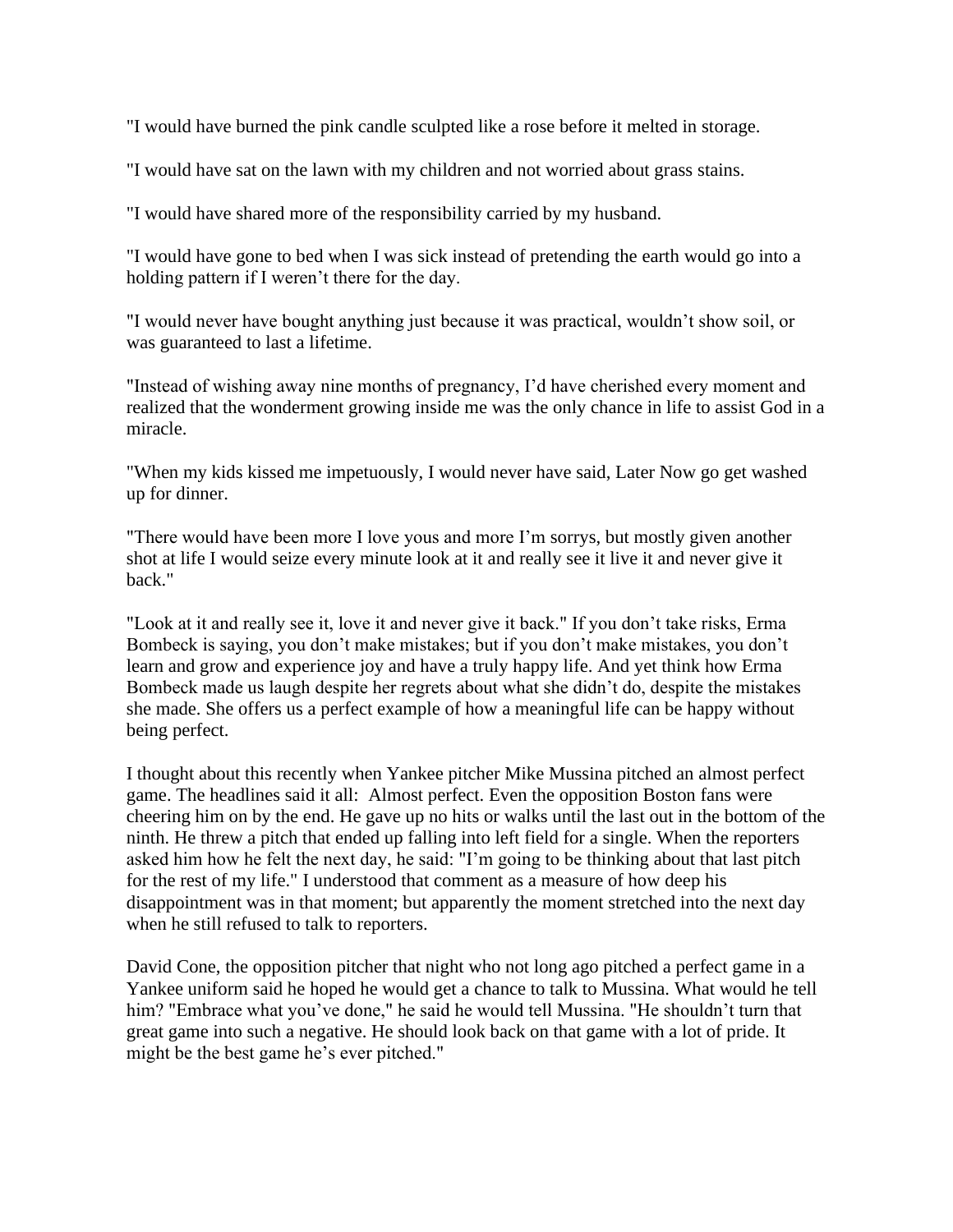"I would have burned the pink candle sculpted like a rose before it melted in storage.

"I would have sat on the lawn with my children and not worried about grass stains.

"I would have shared more of the responsibility carried by my husband.

"I would have gone to bed when I was sick instead of pretending the earth would go into a holding pattern if I weren't there for the day.

"I would never have bought anything just because it was practical, wouldn't show soil, or was guaranteed to last a lifetime.

"Instead of wishing away nine months of pregnancy, I'd have cherished every moment and realized that the wonderment growing inside me was the only chance in life to assist God in a miracle.

"When my kids kissed me impetuously, I would never have said, Later Now go get washed up for dinner.

"There would have been more I love yous and more I'm sorrys, but mostly given another shot at life I would seize every minute look at it and really see it live it and never give it back."

"Look at it and really see it, love it and never give it back." If you don't take risks, Erma Bombeck is saying, you don't make mistakes; but if you don't make mistakes, you don't learn and grow and experience joy and have a truly happy life. And yet think how Erma Bombeck made us laugh despite her regrets about what she didn't do, despite the mistakes she made. She offers us a perfect example of how a meaningful life can be happy without being perfect.

I thought about this recently when Yankee pitcher Mike Mussina pitched an almost perfect game. The headlines said it all: Almost perfect. Even the opposition Boston fans were cheering him on by the end. He gave up no hits or walks until the last out in the bottom of the ninth. He threw a pitch that ended up falling into left field for a single. When the reporters asked him how he felt the next day, he said: "I'm going to be thinking about that last pitch for the rest of my life." I understood that comment as a measure of how deep his disappointment was in that moment; but apparently the moment stretched into the next day when he still refused to talk to reporters.

David Cone, the opposition pitcher that night who not long ago pitched a perfect game in a Yankee uniform said he hoped he would get a chance to talk to Mussina. What would he tell him? "Embrace what you've done," he said he would tell Mussina. "He shouldn't turn that great game into such a negative. He should look back on that game with a lot of pride. It might be the best game he's ever pitched."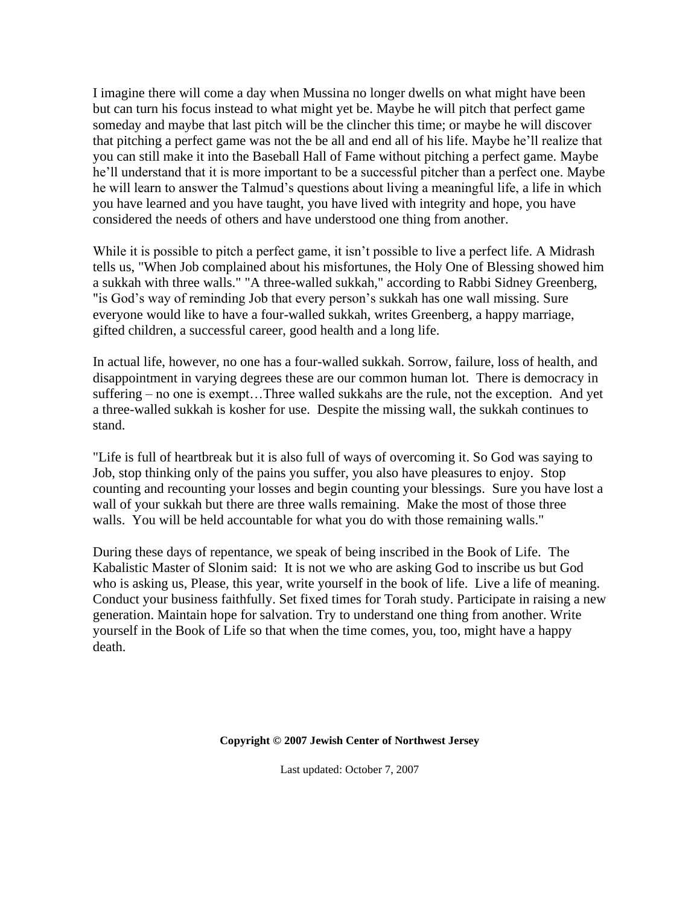I imagine there will come a day when Mussina no longer dwells on what might have been but can turn his focus instead to what might yet be. Maybe he will pitch that perfect game someday and maybe that last pitch will be the clincher this time; or maybe he will discover that pitching a perfect game was not the be all and end all of his life. Maybe he'll realize that you can still make it into the Baseball Hall of Fame without pitching a perfect game. Maybe he'll understand that it is more important to be a successful pitcher than a perfect one. Maybe he will learn to answer the Talmud's questions about living a meaningful life, a life in which you have learned and you have taught, you have lived with integrity and hope, you have considered the needs of others and have understood one thing from another.

While it is possible to pitch a perfect game, it isn't possible to live a perfect life. A Midrash tells us, "When Job complained about his misfortunes, the Holy One of Blessing showed him a sukkah with three walls." "A three-walled sukkah," according to Rabbi Sidney Greenberg, "is God's way of reminding Job that every person's sukkah has one wall missing. Sure everyone would like to have a four-walled sukkah, writes Greenberg, a happy marriage, gifted children, a successful career, good health and a long life.

In actual life, however, no one has a four-walled sukkah. Sorrow, failure, loss of health, and disappointment in varying degrees these are our common human lot. There is democracy in suffering – no one is exempt…Three walled sukkahs are the rule, not the exception. And yet a three-walled sukkah is kosher for use. Despite the missing wall, the sukkah continues to stand.

"Life is full of heartbreak but it is also full of ways of overcoming it. So God was saying to Job, stop thinking only of the pains you suffer, you also have pleasures to enjoy. Stop counting and recounting your losses and begin counting your blessings. Sure you have lost a wall of your sukkah but there are three walls remaining. Make the most of those three walls. You will be held accountable for what you do with those remaining walls."

During these days of repentance, we speak of being inscribed in the Book of Life. The Kabalistic Master of Slonim said: It is not we who are asking God to inscribe us but God who is asking us, Please, this year, write yourself in the book of life. Live a life of meaning. Conduct your business faithfully. Set fixed times for Torah study. Participate in raising a new generation. Maintain hope for salvation. Try to understand one thing from another. Write yourself in the Book of Life so that when the time comes, you, too, might have a happy death.

**Copyright © 2007 Jewish Center of Northwest Jersey**

Last updated: October 7, 2007